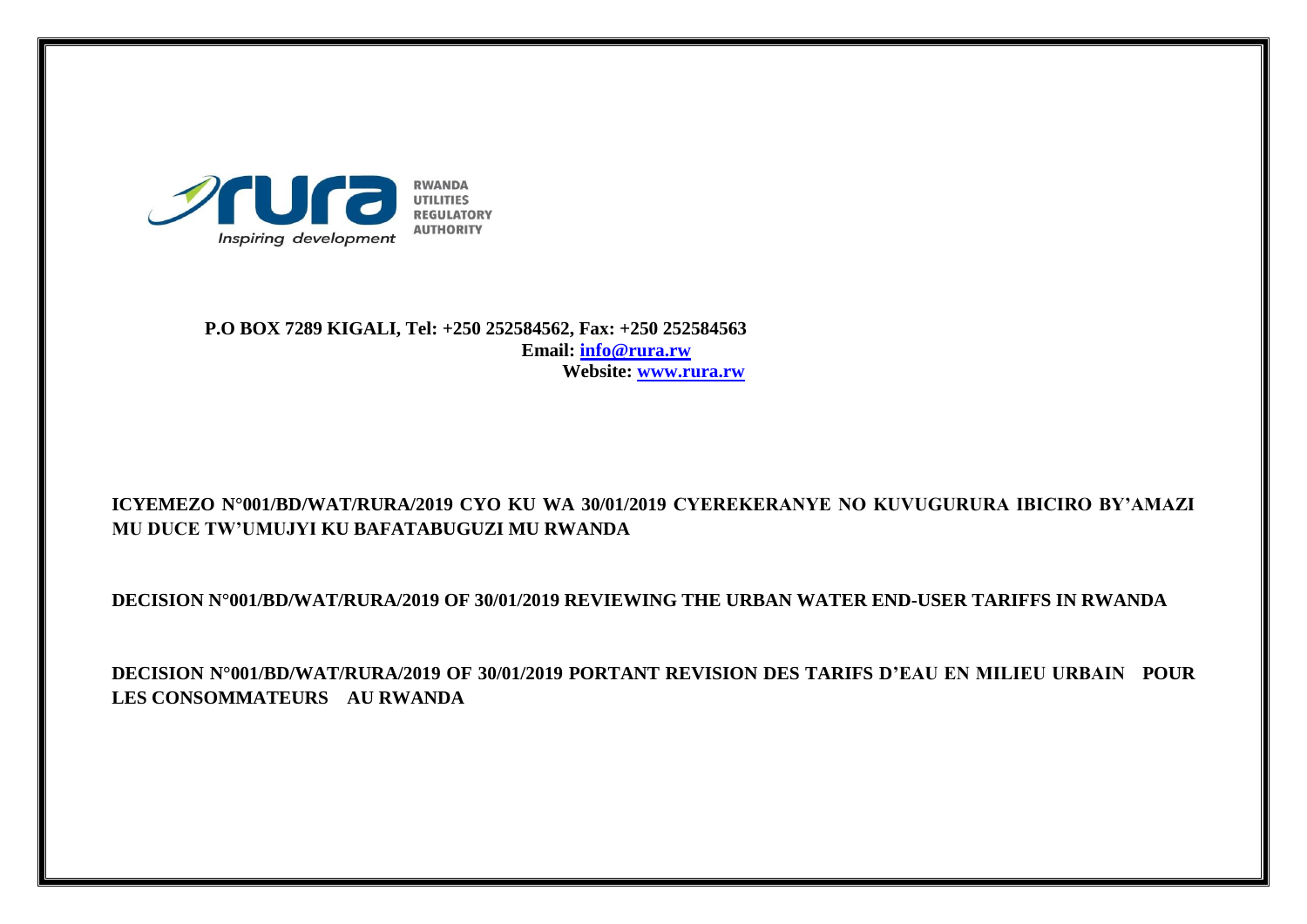RWANDA UTILITIES REGULATORY AUTHORITY

Inspiring development

**P.O BOX 7289 KIGALI, Tel: +250 252584562, Fax: +250 252584563**
**Email: info@rura.rw**
**Website: www.rura.rw**

**ICYEMEZO N°001/BD/WAT/RURA/2019 CYO KU WA 30/01/2019 CYEREKERANYE NO KUVUGURURA IBICIRO BY'AMAZI MU DUCE TW'UMUJYI KU BAFATABUGUZI MU RWANDA**

**DECISION N°001/BD/WAT/RURA/2019 OF 30/01/2019 REVIEWING THE URBAN WATER END-USER TARIFFS IN RWANDA**

**DECISION N°001/BD/WAT/RURA/2019 OF 30/01/2019 PORTANT REVISION DES TARIFS D'EAU EN MILIEU URBAIN POUR LES CONSOMMATEURS AU RWANDA**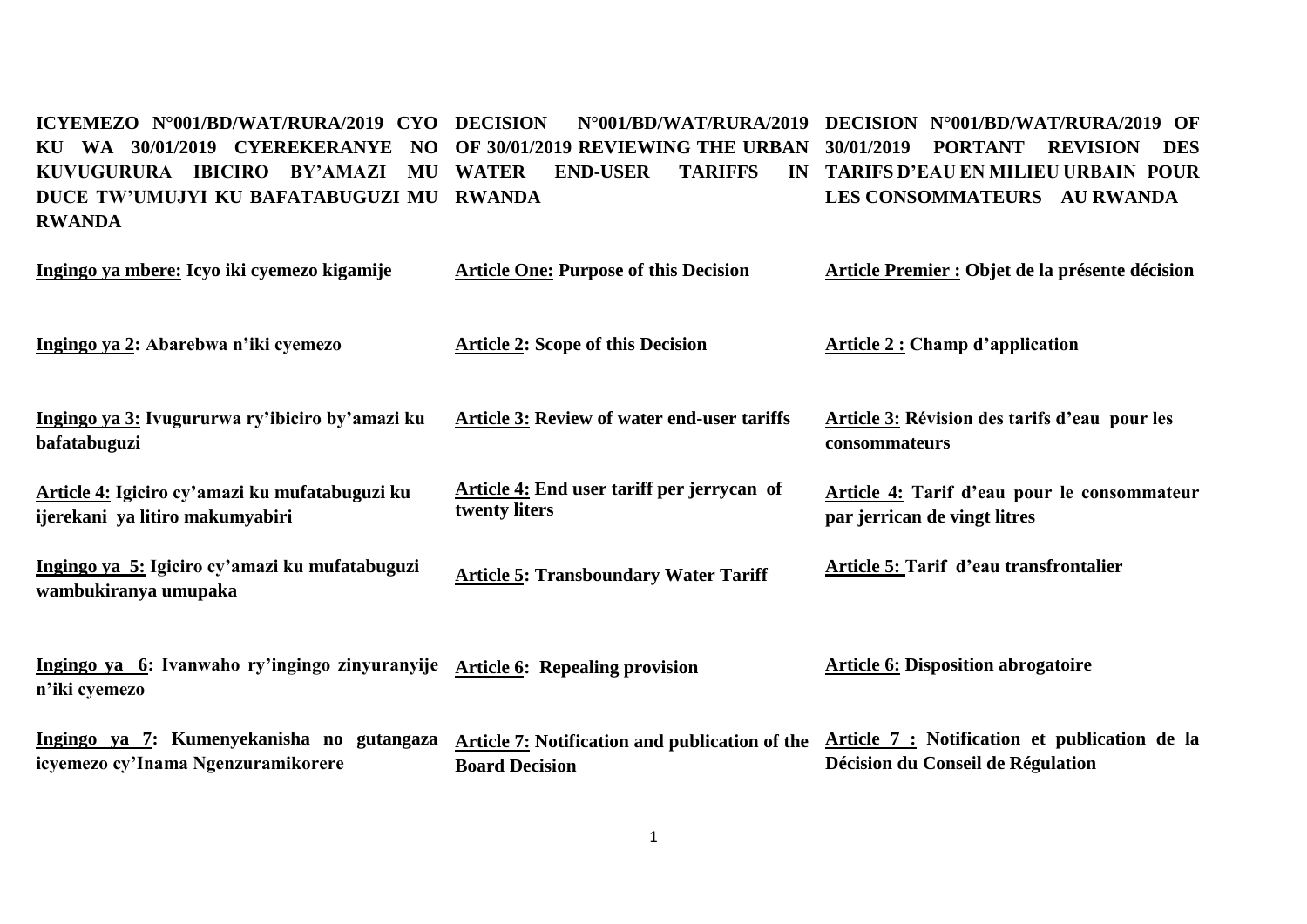| | | |
|---|---|---|
| **ICYEMEZO N°001/BD/WAT/RURA/2019 CYO KU WA 30/01/2019 CYEREKERANYE NO KUVUGURURA IBICIRO BY'AMAZI MU DUCE TW'UMUJYI KU BAFATABUGUZI MU RWANDA** | **DECISION N°001/BD/WAT/RURA/2019 OF 30/01/2019 REVIEWING THE URBAN WATER END-USER TARIFFS IN RWANDA** | **DECISION N°001/BD/WAT/RURA/2019 OF 30/01/2019 PORTANT REVISION DES TARIFS D'EAU EN MILIEU URBAIN POUR LES CONSOMMATEURS AU RWANDA** |
| **Ingingo ya mbere: Icyo iki cyemezo kigamije** | **Article One: Purpose of this Decision** | **Article Premier : Objet de la présente décision** |
| **Ingingo ya 2: Abarebwa n'iki cyemezo** | **Article 2: Scope of this Decision** | **Article 2 : Champ d'application** |
| **Ingingo ya 3: Ivugururwa ry'ibiciro by'amazi ku bafatabuguzi** | **Article 3: Review of water end-user tariffs** | **Article 3: Révision des tarifs d'eau pour les consommateurs** |
| **Article 4: Igiciro cy'amazi ku mufatabuguzi ku ijerekani ya litiro makumyabiri** | **Article 4: End user tariff per jerrycan of twenty liters** | **Article 4: Tarif d'eau pour le consommateur par jerrican de vingt litres** |
| **Ingingo ya 5: Igiciro cy'amazi ku mufatabuguzi wambukiranya umupaka** | **Article 5: Transboundary Water Tariff** | **Article 5: Tarif d'eau transfrontalier** |
| **Ingingo ya 6: Ivanwaho ry'ingingo zinyuranyije n'iki cyemezo** | **Article 6: Repealing provision** | **Article 6: Disposition abrogatoire** |
| **Ingingo ya 7: Kumenyekanisha no gutangaza icyemezo cy'Inama Ngenzuramikorere** | **Article 7: Notification and publication of the Board Decision** | **Article 7 : Notification et publication de la Décision du Conseil de Régulation** |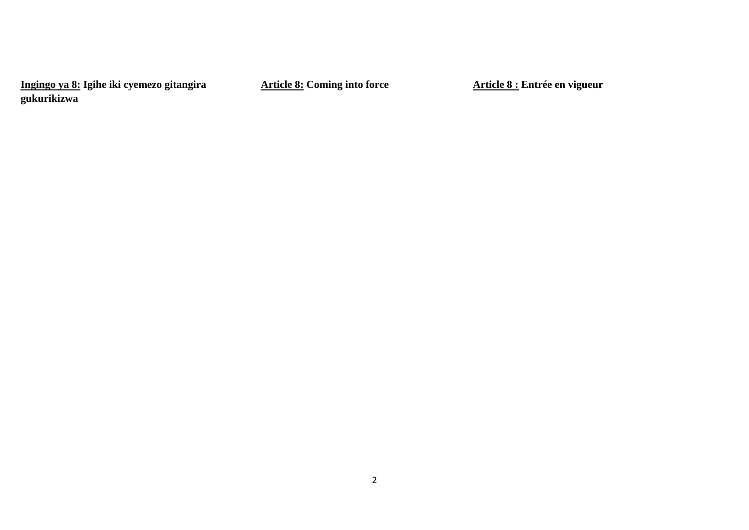**<u>Ingingo ya 8:</u> Igihe iki cyemezo gitangira gukurikizwa**

**<u>Article 8:</u> Coming into force**

**<u>Article 8 :</u> Entrée en vigueur**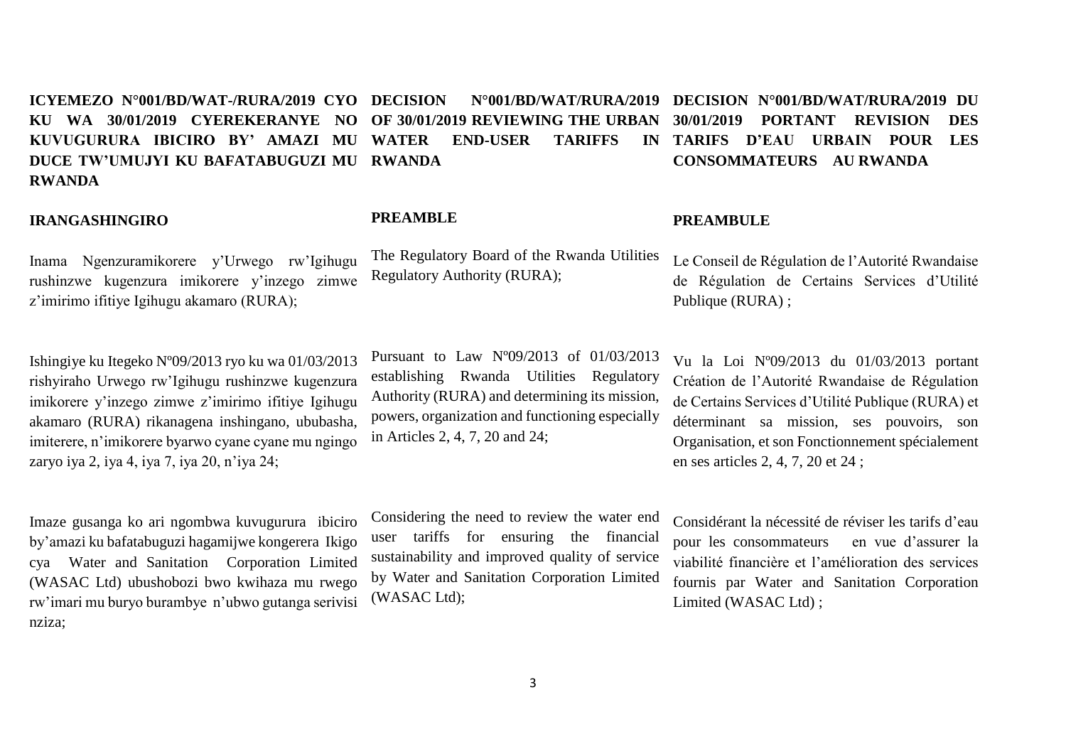**ICYEMEZO N°001/BD/WAT-/RURA/2019 CYO KU WA 30/01/2019 CYEREKERANYE NO KUVUGURURA IBICIRO BY' AMAZI MU DUCE TW'UMUJYI KU BAFATABUGUZI MU RWANDA**

**IRANGASHINGIRO**

Inama Ngenzuramikorere y'Urwego rw'Igihugu rushinzwe kugenzura imikorere y'inzego zimwe z'imirimo ifitiye Igihugu akamaro (RURA);

Ishingiye ku Itegeko Nº09/2013 ryo ku wa 01/03/2013 rishyiraho Urwego rw'Igihugu rushinzwe kugenzura imikorere y'inzego zimwe z'imirimo ifitiye Igihugu akamaro (RURA) rikanagena inshingano, ububasha, imiterere, n'imikorere byarwo cyane cyane mu ngingo zaryo iya 2, iya 4, iya 7, iya 20, n'iya 24;

Imaze gusanga ko ari ngombwa kuvugurura ibiciro by'amazi ku bafatabuguzi hagamijwe kongerera Ikigo cya Water and Sanitation Corporation Limited (WASAC Ltd) ubushobozi bwo kwihaza mu rwego rw'imari mu buryo burambye n'ubwo gutanga serivisi nziza;

**DECISION N°001/BD/WAT/RURA/2019 OF 30/01/2019 REVIEWING THE URBAN WATER END-USER TARIFFS IN RWANDA**

**PREAMBLE**

The Regulatory Board of the Rwanda Utilities Regulatory Authority (RURA);

Pursuant to Law Nº09/2013 of 01/03/2013 establishing Rwanda Utilities Regulatory Authority (RURA) and determining its mission, powers, organization and functioning especially in Articles 2, 4, 7, 20 and 24;

Considering the need to review the water end user tariffs for ensuring the financial sustainability and improved quality of service by Water and Sanitation Corporation Limited (WASAC Ltd);

**DECISION N°001/BD/WAT/RURA/2019 DU 30/01/2019 PORTANT REVISION DES TARIFS D'EAU URBAIN POUR LES CONSOMMATEURS AU RWANDA**

**PREAMBULE**

Le Conseil de Régulation de l'Autorité Rwandaise de Régulation de Certains Services d'Utilité Publique (RURA) ;

Vu la Loi Nº09/2013 du 01/03/2013 portant Création de l'Autorité Rwandaise de Régulation de Certains Services d'Utilité Publique (RURA) et déterminant sa mission, ses pouvoirs, son Organisation, et son Fonctionnement spécialement en ses articles 2, 4, 7, 20 et 24 ;

Considérant la nécessité de réviser les tarifs d'eau pour les consommateurs en vue d'assurer la viabilité financière et l'amélioration des services fournis par Water and Sanitation Corporation Limited (WASAC Ltd) ;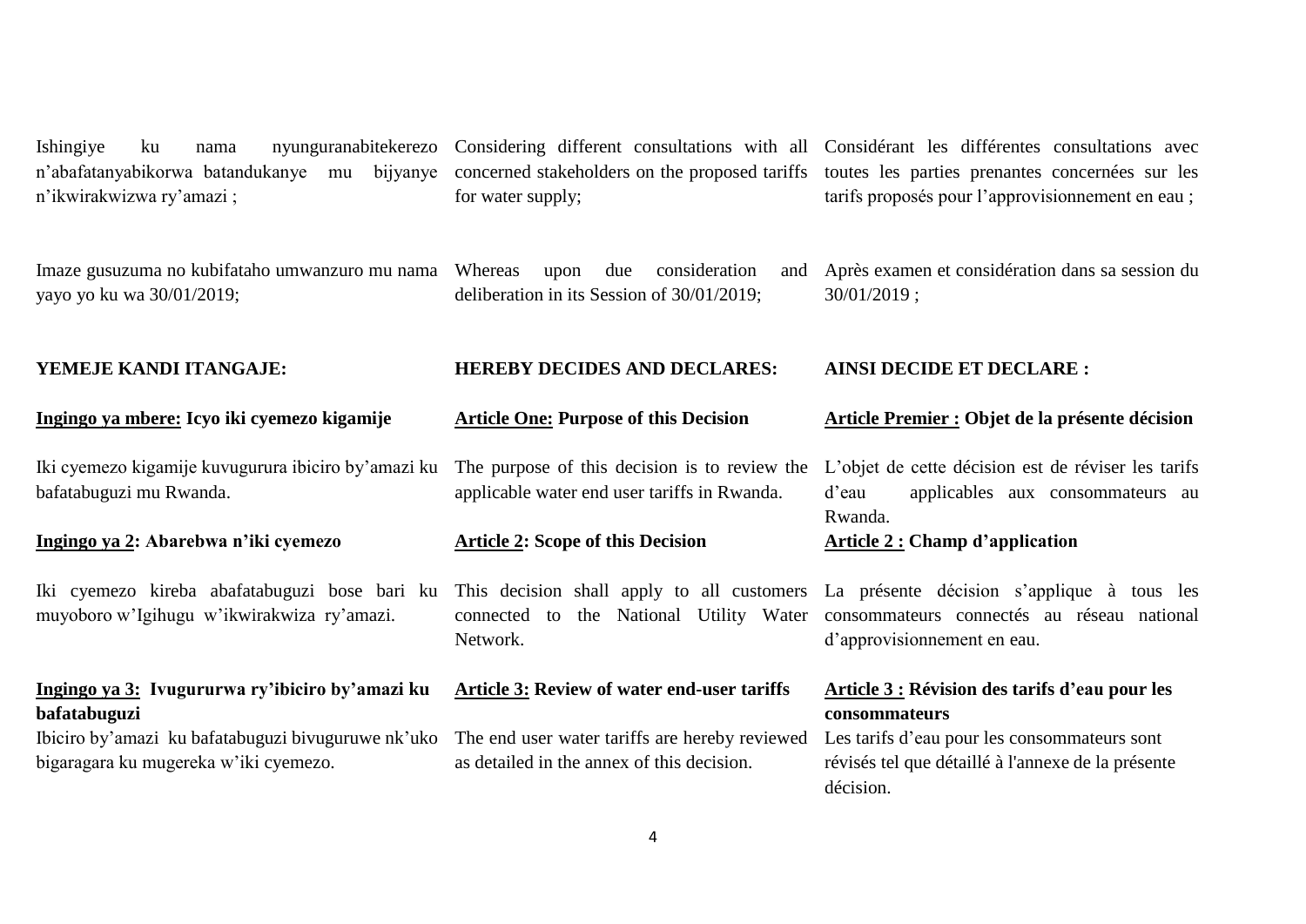Ishingiye ku nama nyunguranabitekerezo n'abafatanyabikorwa batandukanye mu bijyanye n'ikwirakwizwa ry'amazi ;

Imaze gusuzuma no kubifataho umwanzuro mu nama yayo yo ku wa 30/01/2019;

**YEMEJE KANDI ITANGAJE:**

**<u>Ingingo ya mbere:</u> Icyo iki cyemezo kigamije**

Iki cyemezo kigamije kuvugurura ibiciro by'amazi ku bafatabuguzi mu Rwanda.

**<u>Ingingo ya 2</u>: Abarebwa n'iki cyemezo**

Iki cyemezo kireba abafatabuguzi bose bari ku muyoboro w'Igihugu w'ikwirakwiza ry'amazi.

**<u>Ingingo ya 3:</u> Ivugururwa ry'ibiciro by'amazi ku bafatabuguzi**

Ibiciro by'amazi ku bafatabuguzi bivuguruwe nk'uko bigaragara ku mugereka w'iki cyemezo.

Considering different consultations with all concerned stakeholders on the proposed tariffs for water supply;

Whereas upon due consideration and deliberation in its Session of 30/01/2019;

**HEREBY DECIDES AND DECLARES:**

**<u>Article One:</u> Purpose of this Decision**

The purpose of this decision is to review the applicable water end user tariffs in Rwanda.

**<u>Article 2</u>: Scope of this Decision**

This decision shall apply to all customers connected to the National Utility Water Network.

**<u>Article 3:</u> Review of water end-user tariffs**

The end user water tariffs are hereby reviewed as detailed in the annex of this decision.

Considérant les différentes consultations avec toutes les parties prenantes concernées sur les tarifs proposés pour l'approvisionnement en eau ;

Après examen et considération dans sa session du 30/01/2019 ;

**AINSI DECIDE ET DECLARE :**

**<u>Article Premier :</u> Objet de la présente décision**

L'objet de cette décision est de réviser les tarifs d'eau applicables aux consommateurs au Rwanda.

**<u>Article 2 :</u> Champ d'application**

La présente décision s'applique à tous les consommateurs connectés au réseau national d'approvisionnement en eau.

**<u>Article 3 :</u> Révision des tarifs d'eau pour les consommateurs**

Les tarifs d'eau pour les consommateurs sont révisés tel que détaillé à l'annexe de la présente décision.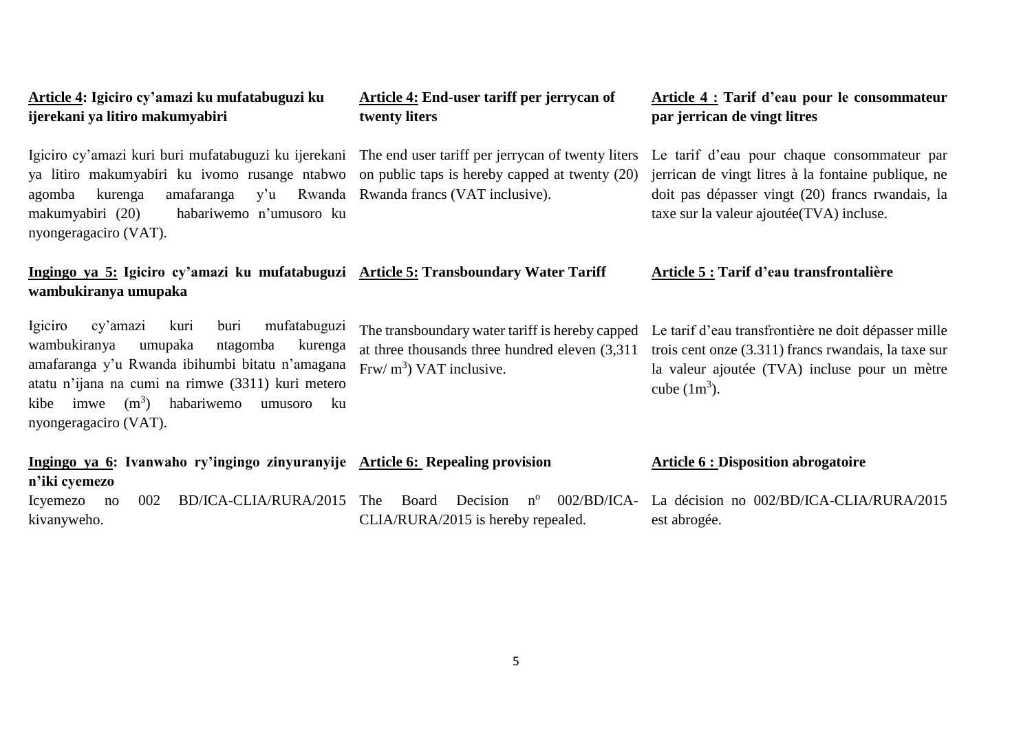**Article 4: Igiciro cy'amazi ku mufatabuguzi ku ijerekani ya litiro makumyabiri**

Igiciro cy'amazi kuri buri mufatabuguzi ku ijerekani ya litiro makumyabiri ku ivomo rusange ntabwo agomba kurenga amafaranga y'u Rwanda makumyabiri (20) habariwemo n'umusoro ku nyongeragaciro (VAT).

**Ingingo ya 5: Igiciro cy'amazi ku mufatabuguzi wambukiranya umupaka**

Igiciro cy'amazi kuri buri mufatabuguzi wambukiranya umupaka ntagomba kurenga amafaranga y'u Rwanda ibihumbi bitatu n'amagana atatu n'ijana na cumi na rimwe (3311) kuri metero kibe imwe ($m^3$) habariwemo umusoro ku nyongeragaciro (VAT).

**Ingingo ya 6: Ivanwaho ry'ingingo zinyuranyije n'iki cyemezo**

Icyemezo no 002 BD/ICA-CLIA/RURA/2015 kivanyweho.

**Article 4: End-user tariff per jerrycan of twenty liters**

The end user tariff per jerrycan of twenty liters on public taps is hereby capped at twenty (20) Rwanda francs (VAT inclusive).

**Article 5: Transboundary Water Tariff**

The transboundary water tariff is hereby capped at three thousands three hundred eleven (3,311 Frw/ $m^3$) VAT inclusive.

**Article 6: Repealing provision**

The Board Decision n° 002/BD/ICA-CLIA/RURA/2015 is hereby repealed.

**Article 4 : Tarif d'eau pour le consommateur par jerrican de vingt litres**

Le tarif d'eau pour chaque consommateur par jerrican de vingt litres à la fontaine publique, ne doit pas dépasser vingt (20) francs rwandais, la taxe sur la valeur ajoutée(TVA) incluse.

**Article 5 : Tarif d'eau transfrontalière**

Le tarif d'eau transfrontière ne doit dépasser mille trois cent onze (3.311) francs rwandais, la taxe sur la valeur ajoutée (TVA) incluse pour un mètre cube ($1m^3$).

**Article 6 : Disposition abrogatoire**

La décision no 002/BD/ICA-CLIA/RURA/2015 est abrogée.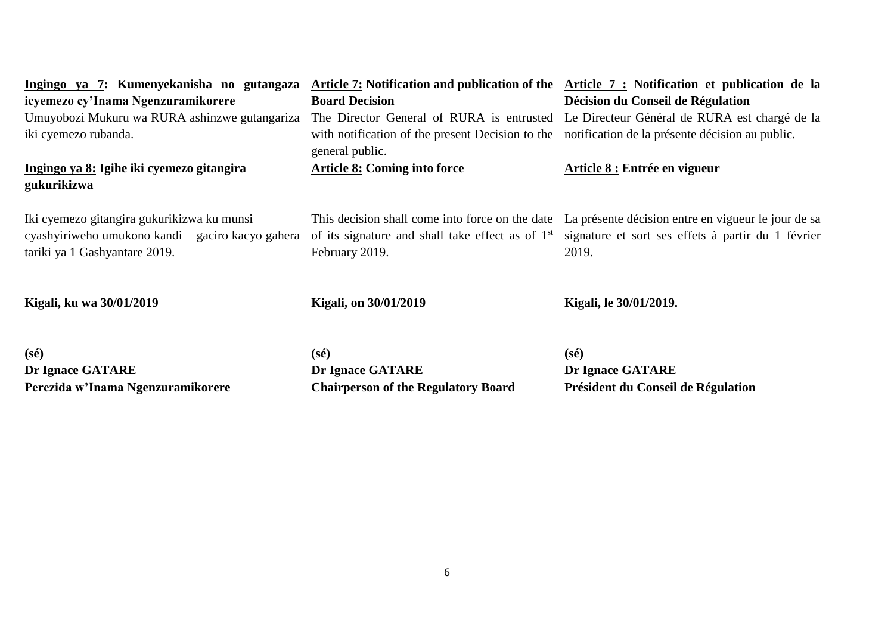**<u>Ingingo ya 7</u>: Kumenyekanisha no gutangaza icyemezo cy'Inama Ngenzuramikorere**

Umuyobozi Mukuru wa RURA ashinzwe gutangariza iki cyemezo rubanda.

**<u>Ingingo ya 8:</u> Igihe iki cyemezo gitangira gukurikizwa**

Iki cyemezo gitangira gukurikizwa ku munsi cyashyiriweho umukono kandi gaciro kacyo gahera tariki ya 1 Gashyantare 2019.

**Kigali, ku wa 30/01/2019**

**(sé)**
**Dr Ignace GATARE**
**Perezida w'Inama Ngenzuramikorere**

**<u>Article 7:</u> Notification and publication of the Board Decision**

The Director General of RURA is entrusted with notification of the present Decision to the general public.

**<u>Article 8:</u> Coming into force**

This decision shall come into force on the date of its signature and shall take effect as of 1st February 2019.

**Kigali, on 30/01/2019**

**(sé)**
**Dr Ignace GATARE**
**Chairperson of the Regulatory Board**

**<u>Article 7 :</u> Notification et publication de la Décision du Conseil de Régulation**

Le Directeur Général de RURA est chargé de la notification de la présente décision au public.

**<u>Article 8 :</u> Entrée en vigueur**

La présente décision entre en vigueur le jour de sa signature et sort ses effets à partir du 1 février 2019.

**Kigali, le 30/01/2019.**

**(sé)**
**Dr Ignace GATARE**
**Président du Conseil de Régulation**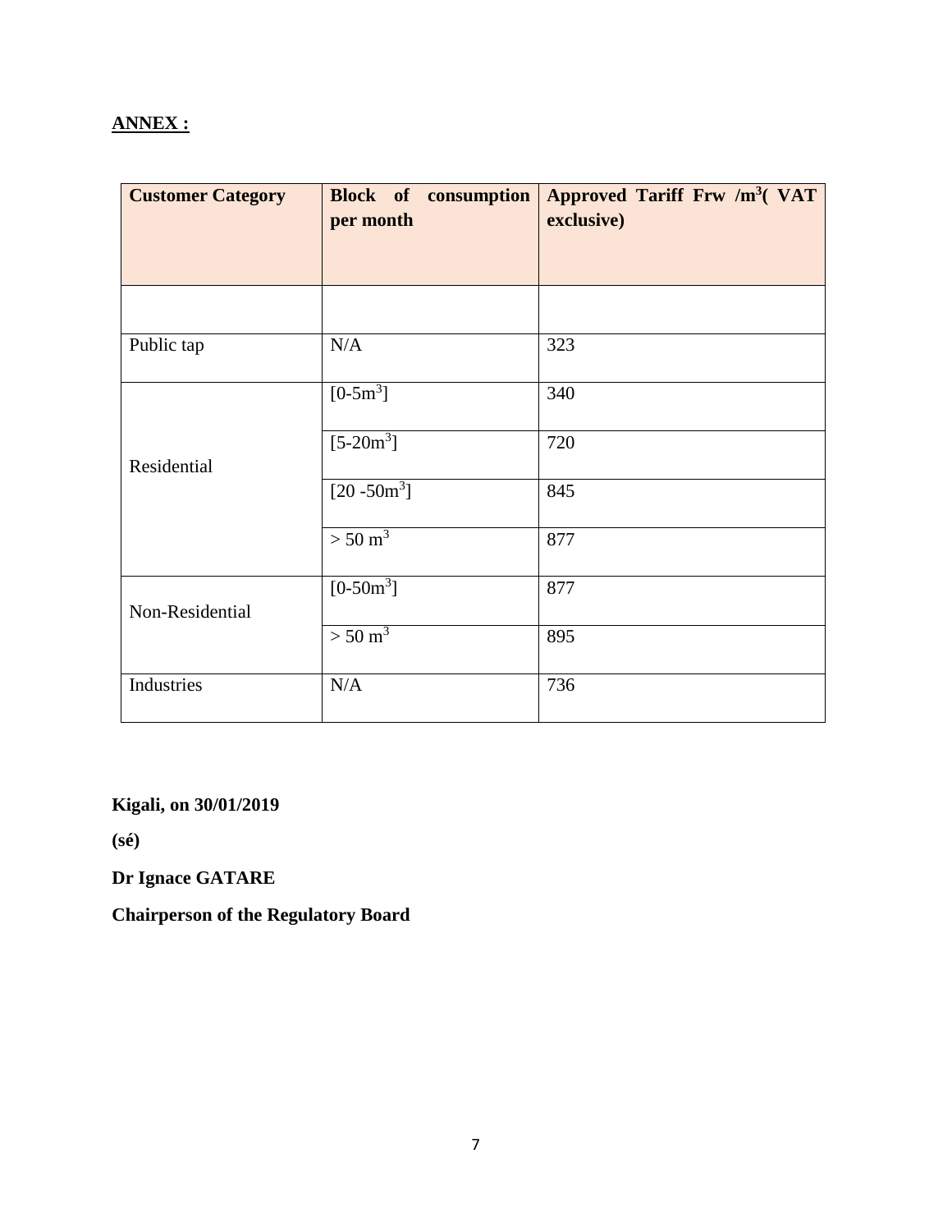**ANNEX :**

| Customer Category | Block of consumption per month | Approved Tariff Frw /$m^3$( VAT exclusive) |
| --- | --- | --- |
| | | |
| Public tap | N/A | 323 |
| Residential | [0-5$m^3$] | 340 |
| | [5-20$m^3$] | 720 |
| | [20 -50$m^3$] | 845 |
| | > 50 $m^3$ | 877 |
| Non-Residential | [0-50$m^3$] | 877 |
| | > 50 $m^3$ | 895 |
| Industries | N/A | 736 |

**Kigali, on 30/01/2019**

**(sé)**

**Dr Ignace GATARE**

**Chairperson of the Regulatory Board**